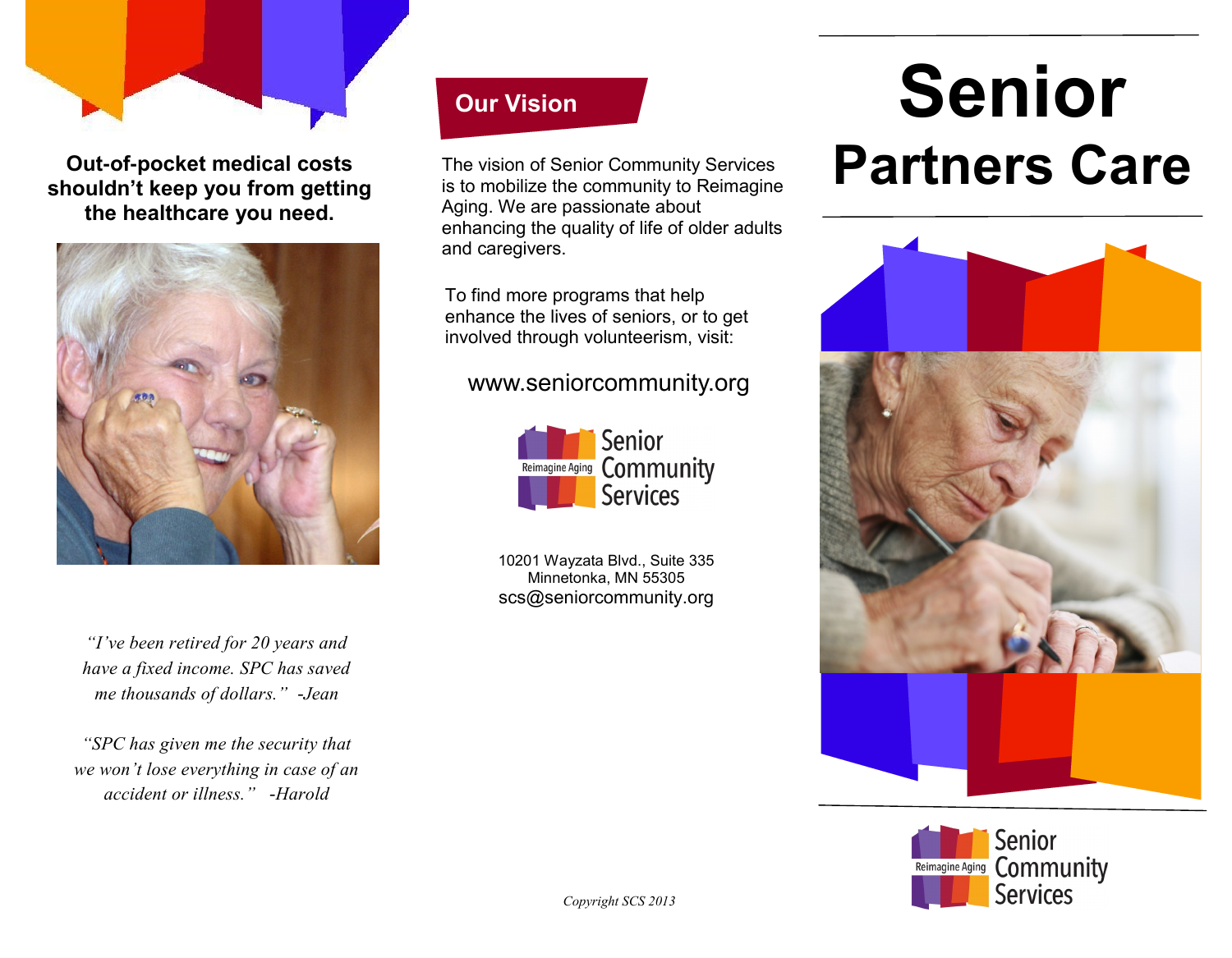**Out-of-pocket medical costs shouldn't keep you from getting the healthcare you need.**

*"I've been retired for 20 years and have a fixed income. SPC has saved me thousands of dollars." -Jean*

*"SPC has given me the security that we won't lose everything in case of an accident or illness." -Harold*

## Our Vision

The vision of Senior Community Services is to mobilize the community to Reimagine Aging. We are passionate about enhancing the quality of life of older adults and caregivers.

To find more programs that help enhance the lives of seniors, or to get involved through volunteerism, visit:

www.seniorcommunity.org

Reimagine Aging Senior Community Services

10201 Wayzata Blvd., Suite 335
Minnetonka, MN 55305
scs@seniorcommunity.org

*Copyright SCS 2013*

# Senior Partners Care

Reimagine Aging Senior Community Services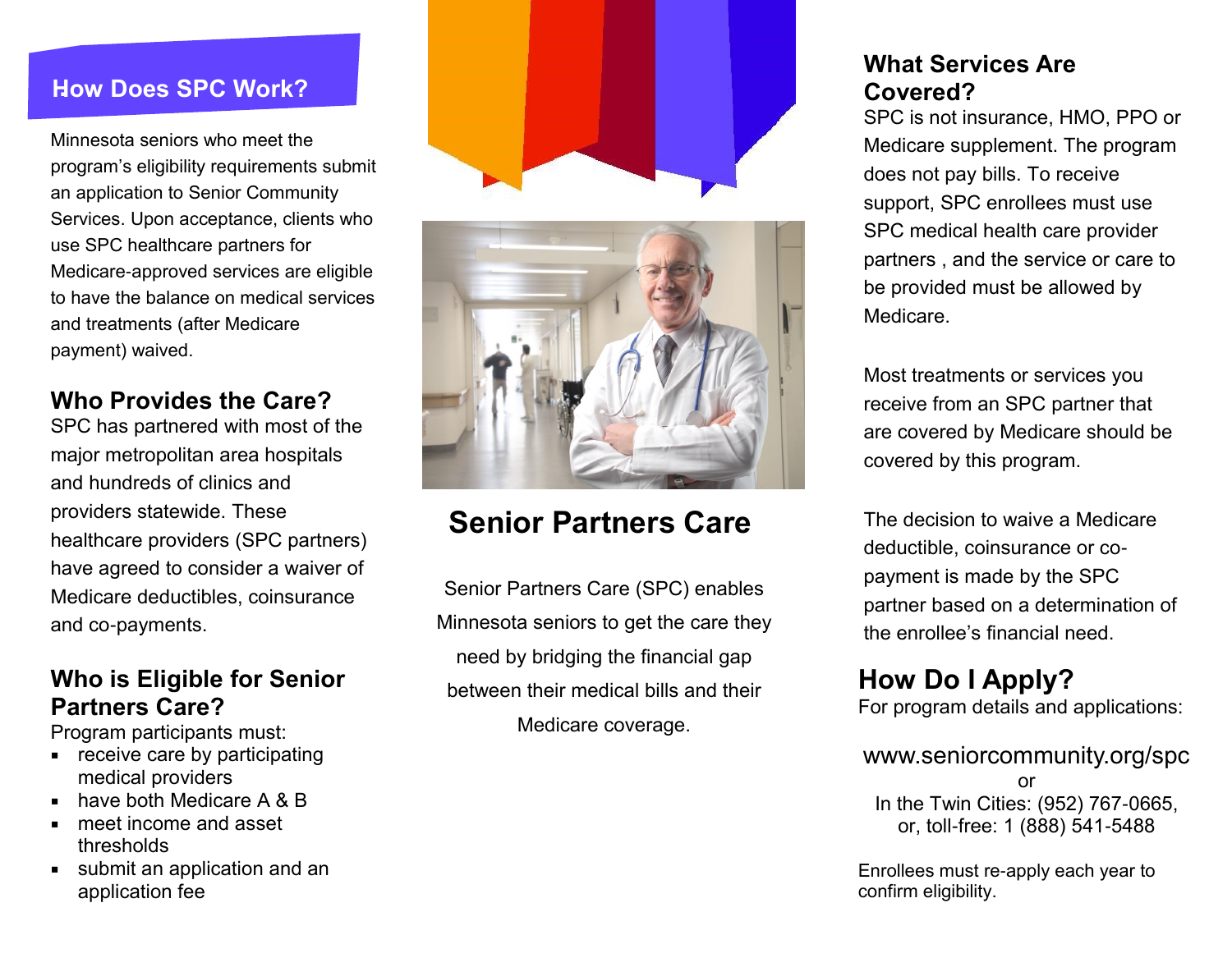## How Does SPC Work?

Minnesota seniors who meet the program's eligibility requirements submit an application to Senior Community Services. Upon acceptance, clients who use SPC healthcare partners for Medicare-approved services are eligible to have the balance on medical services and treatments (after Medicare payment) waived.

## Who Provides the Care?

SPC has partnered with most of the major metropolitan area hospitals and hundreds of clinics and providers statewide. These healthcare providers (SPC partners) have agreed to consider a waiver of Medicare deductibles, coinsurance and co-payments.

## Who is Eligible for Senior Partners Care?

Program participants must:

- receive care by participating medical providers
- have both Medicare A & B
- meet income and asset thresholds
- submit an application and an application fee

# Senior Partners Care

Senior Partners Care (SPC) enables Minnesota seniors to get the care they need by bridging the financial gap between their medical bills and their Medicare coverage.

## What Services Are Covered?

SPC is not insurance, HMO, PPO or Medicare supplement. The program does not pay bills. To receive support, SPC enrollees must use SPC medical health care provider partners , and the service or care to be provided must be allowed by Medicare.

Most treatments or services you receive from an SPC partner that are covered by Medicare should be covered by this program.

The decision to waive a Medicare deductible, coinsurance or co-payment is made by the SPC partner based on a determination of the enrollee's financial need.

## How Do I Apply?

For program details and applications:

www.seniorcommunity.org/spc
or
In the Twin Cities: (952) 767-0665,
or, toll-free: 1 (888) 541-5488

Enrollees must re-apply each year to confirm eligibility.